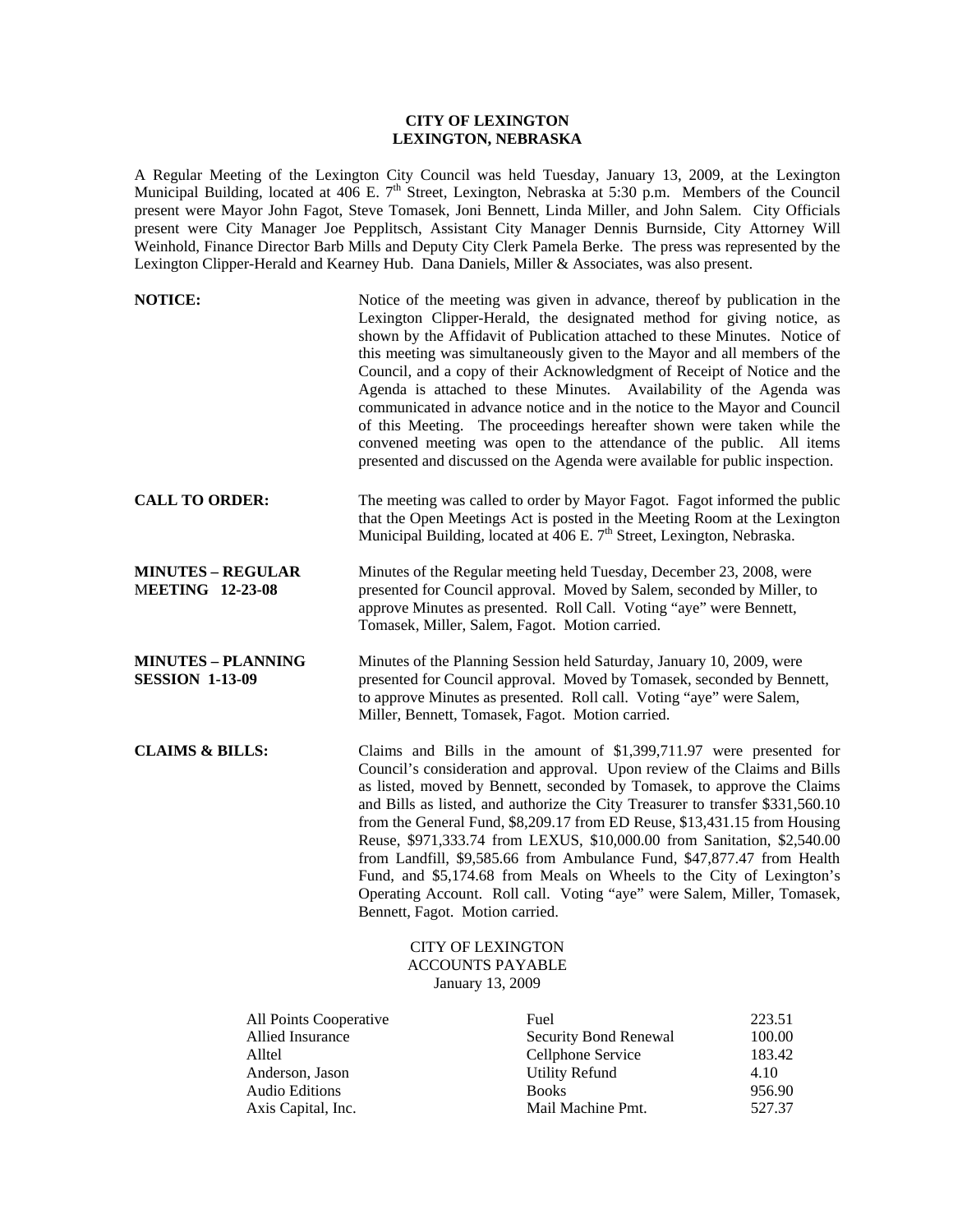**CITY OF LEXINGTON**
**LEXINGTON, NEBRASKA**

A Regular Meeting of the Lexington City Council was held Tuesday, January 13, 2009, at the Lexington Municipal Building, located at 406 E. 7th Street, Lexington, Nebraska at 5:30 p.m. Members of the Council present were Mayor John Fagot, Steve Tomasek, Joni Bennett, Linda Miller, and John Salem. City Officials present were City Manager Joe Pepplitsch, Assistant City Manager Dennis Burnside, City Attorney Will Weinhold, Finance Director Barb Mills and Deputy City Clerk Pamela Berke. The press was represented by the Lexington Clipper-Herald and Kearney Hub. Dana Daniels, Miller & Associates, was also present.

**NOTICE:** Notice of the meeting was given in advance, thereof by publication in the Lexington Clipper-Herald, the designated method for giving notice, as shown by the Affidavit of Publication attached to these Minutes. Notice of this meeting was simultaneously given to the Mayor and all members of the Council, and a copy of their Acknowledgment of Receipt of Notice and the Agenda is attached to these Minutes. Availability of the Agenda was communicated in advance notice and in the notice to the Mayor and Council of this Meeting. The proceedings hereafter shown were taken while the convened meeting was open to the attendance of the public. All items presented and discussed on the Agenda were available for public inspection.

**CALL TO ORDER:** The meeting was called to order by Mayor Fagot. Fagot informed the public that the Open Meetings Act is posted in the Meeting Room at the Lexington Municipal Building, located at 406 E. 7th Street, Lexington, Nebraska.

**MINUTES – REGULAR MEETING 12-23-08** Minutes of the Regular meeting held Tuesday, December 23, 2008, were presented for Council approval. Moved by Salem, seconded by Miller, to approve Minutes as presented. Roll Call. Voting "aye" were Bennett, Tomasek, Miller, Salem, Fagot. Motion carried.

**MINUTES – PLANNING SESSION 1-13-09** Minutes of the Planning Session held Saturday, January 10, 2009, were presented for Council approval. Moved by Tomasek, seconded by Bennett, to approve Minutes as presented. Roll call. Voting "aye" were Salem, Miller, Bennett, Tomasek, Fagot. Motion carried.

**CLAIMS & BILLS:** Claims and Bills in the amount of $1,399,711.97 were presented for Council's consideration and approval. Upon review of the Claims and Bills as listed, moved by Bennett, seconded by Tomasek, to approve the Claims and Bills as listed, and authorize the City Treasurer to transfer $331,560.10 from the General Fund, $8,209.17 from ED Reuse, $13,431.15 from Housing Reuse, $971,333.74 from LEXUS, $10,000.00 from Sanitation, $2,540.00 from Landfill, $9,585.66 from Ambulance Fund, $47,877.47 from Health Fund, and $5,174.68 from Meals on Wheels to the City of Lexington's Operating Account. Roll call. Voting "aye" were Salem, Miller, Tomasek, Bennett, Fagot. Motion carried.

CITY OF LEXINGTON
ACCOUNTS PAYABLE
January 13, 2009

| | | |
|---|---|---|
| All Points Cooperative | Fuel | 223.51 |
| Allied Insurance | Security Bond Renewal | 100.00 |
| Alltel | Cellphone Service | 183.42 |
| Anderson, Jason | Utility Refund | 4.10 |
| Audio Editions | Books | 956.90 |
| Axis Capital, Inc. | Mail Machine Pmt. | 527.37 |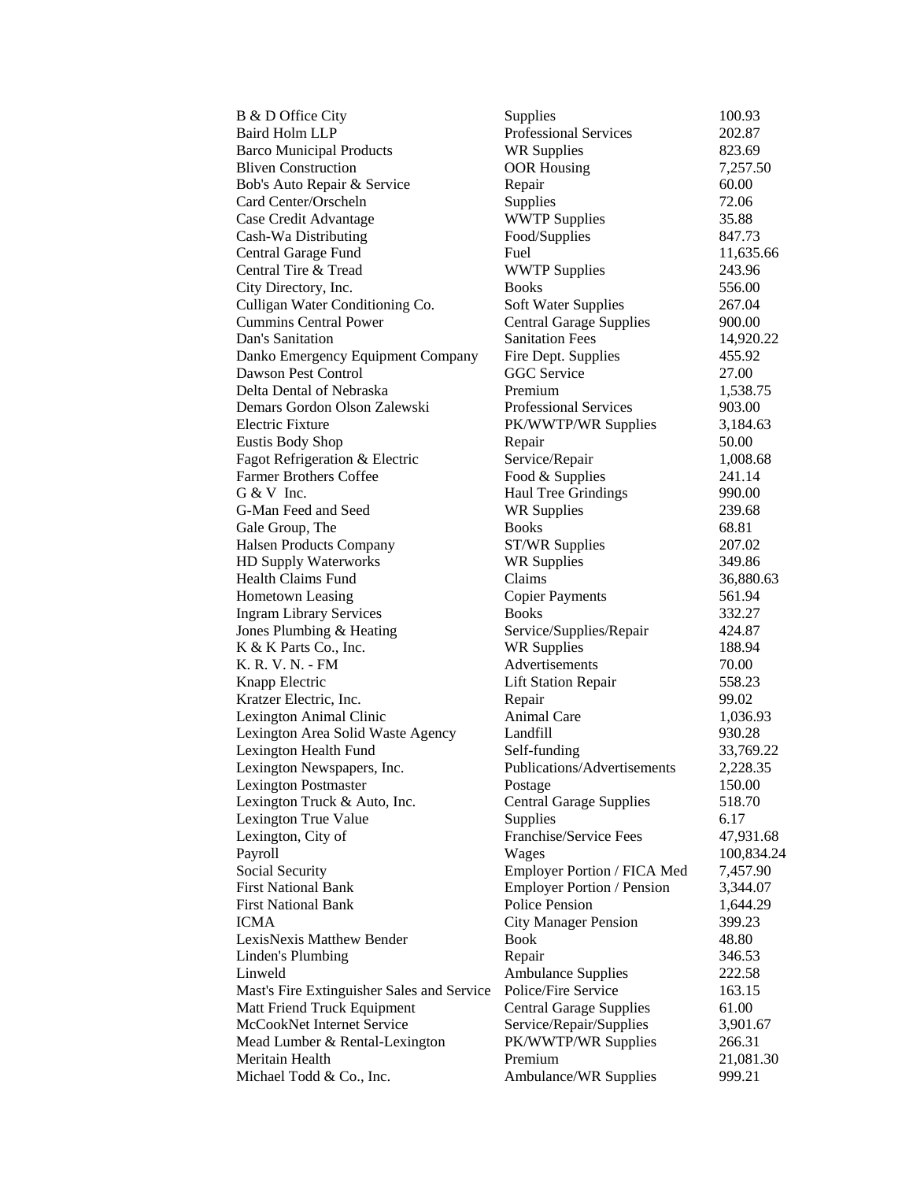| | | |
|---|---|---|
| B & D Office City | Supplies | 100.93 |
| Baird Holm LLP | Professional Services | 202.87 |
| Barco Municipal Products | WR Supplies | 823.69 |
| Bliven Construction | OOR Housing | 7,257.50 |
| Bob's Auto Repair & Service | Repair | 60.00 |
| Card Center/Orscheln | Supplies | 72.06 |
| Case Credit Advantage | WWTP Supplies | 35.88 |
| Cash-Wa Distributing | Food/Supplies | 847.73 |
| Central Garage Fund | Fuel | 11,635.66 |
| Central Tire & Tread | WWTP Supplies | 243.96 |
| City Directory, Inc. | Books | 556.00 |
| Culligan Water Conditioning Co. | Soft Water Supplies | 267.04 |
| Cummins Central Power | Central Garage Supplies | 900.00 |
| Dan's Sanitation | Sanitation Fees | 14,920.22 |
| Danko Emergency Equipment Company | Fire Dept. Supplies | 455.92 |
| Dawson Pest Control | GGC Service | 27.00 |
| Delta Dental of Nebraska | Premium | 1,538.75 |
| Demars Gordon Olson Zalewski | Professional Services | 903.00 |
| Electric Fixture | PK/WWTP/WR Supplies | 3,184.63 |
| Eustis Body Shop | Repair | 50.00 |
| Fagot Refrigeration & Electric | Service/Repair | 1,008.68 |
| Farmer Brothers Coffee | Food & Supplies | 241.14 |
| G & V Inc. | Haul Tree Grindings | 990.00 |
| G-Man Feed and Seed | WR Supplies | 239.68 |
| Gale Group, The | Books | 68.81 |
| Halsen Products Company | ST/WR Supplies | 207.02 |
| HD Supply Waterworks | WR Supplies | 349.86 |
| Health Claims Fund | Claims | 36,880.63 |
| Hometown Leasing | Copier Payments | 561.94 |
| Ingram Library Services | Books | 332.27 |
| Jones Plumbing & Heating | Service/Supplies/Repair | 424.87 |
| K & K Parts Co., Inc. | WR Supplies | 188.94 |
| K. R. V. N. - FM | Advertisements | 70.00 |
| Knapp Electric | Lift Station Repair | 558.23 |
| Kratzer Electric, Inc. | Repair | 99.02 |
| Lexington Animal Clinic | Animal Care | 1,036.93 |
| Lexington Area Solid Waste Agency | Landfill | 930.28 |
| Lexington Health Fund | Self-funding | 33,769.22 |
| Lexington Newspapers, Inc. | Publications/Advertisements | 2,228.35 |
| Lexington Postmaster | Postage | 150.00 |
| Lexington Truck & Auto, Inc. | Central Garage Supplies | 518.70 |
| Lexington True Value | Supplies | 6.17 |
| Lexington, City of | Franchise/Service Fees | 47,931.68 |
| Payroll | Wages | 100,834.24 |
| Social Security | Employer Portion / FICA Med | 7,457.90 |
| First National Bank | Employer Portion / Pension | 3,344.07 |
| First National Bank | Police Pension | 1,644.29 |
| ICMA | City Manager Pension | 399.23 |
| LexisNexis Matthew Bender | Book | 48.80 |
| Linden's Plumbing | Repair | 346.53 |
| Linweld | Ambulance Supplies | 222.58 |
| Mast's Fire Extinguisher Sales and Service | Police/Fire Service | 163.15 |
| Matt Friend Truck Equipment | Central Garage Supplies | 61.00 |
| McCookNet Internet Service | Service/Repair/Supplies | 3,901.67 |
| Mead Lumber & Rental-Lexington | PK/WWTP/WR Supplies | 266.31 |
| Meritain Health | Premium | 21,081.30 |
| Michael Todd & Co., Inc. | Ambulance/WR Supplies | 999.21 |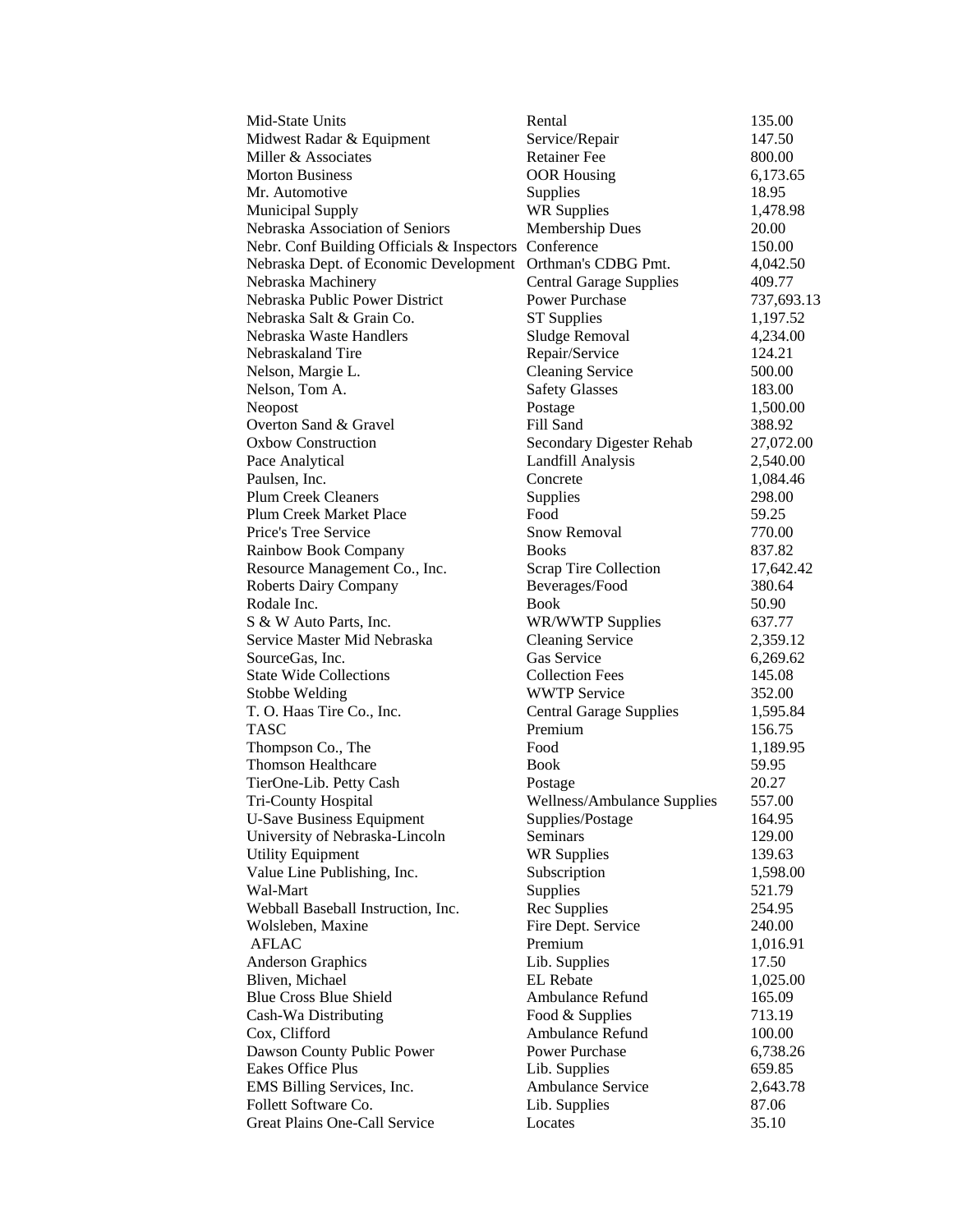| | | |
|---|---|---|
| Mid-State Units | Rental | 135.00 |
| Midwest Radar & Equipment | Service/Repair | 147.50 |
| Miller & Associates | Retainer Fee | 800.00 |
| Morton Business | OOR Housing | 6,173.65 |
| Mr. Automotive | Supplies | 18.95 |
| Municipal Supply | WR Supplies | 1,478.98 |
| Nebraska Association of Seniors | Membership Dues | 20.00 |
| Nebr. Conf Building Officials & Inspectors | Conference | 150.00 |
| Nebraska Dept. of Economic Development | Orthman's CDBG Pmt. | 4,042.50 |
| Nebraska Machinery | Central Garage Supplies | 409.77 |
| Nebraska Public Power District | Power Purchase | 737,693.13 |
| Nebraska Salt & Grain Co. | ST Supplies | 1,197.52 |
| Nebraska Waste Handlers | Sludge Removal | 4,234.00 |
| Nebraskaland Tire | Repair/Service | 124.21 |
| Nelson, Margie L. | Cleaning Service | 500.00 |
| Nelson, Tom A. | Safety Glasses | 183.00 |
| Neopost | Postage | 1,500.00 |
| Overton Sand & Gravel | Fill Sand | 388.92 |
| Oxbow Construction | Secondary Digester Rehab | 27,072.00 |
| Pace Analytical | Landfill Analysis | 2,540.00 |
| Paulsen, Inc. | Concrete | 1,084.46 |
| Plum Creek Cleaners | Supplies | 298.00 |
| Plum Creek Market Place | Food | 59.25 |
| Price's Tree Service | Snow Removal | 770.00 |
| Rainbow Book Company | Books | 837.82 |
| Resource Management Co., Inc. | Scrap Tire Collection | 17,642.42 |
| Roberts Dairy Company | Beverages/Food | 380.64 |
| Rodale Inc. | Book | 50.90 |
| S & W Auto Parts, Inc. | WR/WWTP Supplies | 637.77 |
| Service Master Mid Nebraska | Cleaning Service | 2,359.12 |
| SourceGas, Inc. | Gas Service | 6,269.62 |
| State Wide Collections | Collection Fees | 145.08 |
| Stobbe Welding | WWTP Service | 352.00 |
| T. O. Haas Tire Co., Inc. | Central Garage Supplies | 1,595.84 |
| TASC | Premium | 156.75 |
| Thompson Co., The | Food | 1,189.95 |
| Thomson Healthcare | Book | 59.95 |
| TierOne-Lib. Petty Cash | Postage | 20.27 |
| Tri-County Hospital | Wellness/Ambulance Supplies | 557.00 |
| U-Save Business Equipment | Supplies/Postage | 164.95 |
| University of Nebraska-Lincoln | Seminars | 129.00 |
| Utility Equipment | WR Supplies | 139.63 |
| Value Line Publishing, Inc. | Subscription | 1,598.00 |
| Wal-Mart | Supplies | 521.79 |
| Webball Baseball Instruction, Inc. | Rec Supplies | 254.95 |
| Wolsleben, Maxine | Fire Dept. Service | 240.00 |
| AFLAC | Premium | 1,016.91 |
| Anderson Graphics | Lib. Supplies | 17.50 |
| Bliven, Michael | EL Rebate | 1,025.00 |
| Blue Cross Blue Shield | Ambulance Refund | 165.09 |
| Cash-Wa Distributing | Food & Supplies | 713.19 |
| Cox, Clifford | Ambulance Refund | 100.00 |
| Dawson County Public Power | Power Purchase | 6,738.26 |
| Eakes Office Plus | Lib. Supplies | 659.85 |
| EMS Billing Services, Inc. | Ambulance Service | 2,643.78 |
| Follett Software Co. | Lib. Supplies | 87.06 |
| Great Plains One-Call Service | Locates | 35.10 |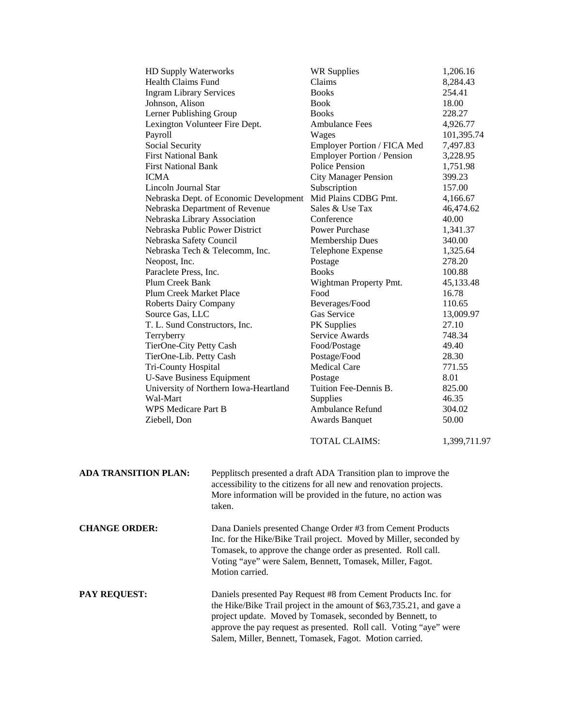| | | |
|---|---|---|
| HD Supply Waterworks | WR Supplies | 1,206.16 |
| Health Claims Fund | Claims | 8,284.43 |
| Ingram Library Services | Books | 254.41 |
| Johnson, Alison | Book | 18.00 |
| Lerner Publishing Group | Books | 228.27 |
| Lexington Volunteer Fire Dept. | Ambulance Fees | 4,926.77 |
| Payroll | Wages | 101,395.74 |
| Social Security | Employer Portion / FICA Med | 7,497.83 |
| First National Bank | Employer Portion / Pension | 3,228.95 |
| First National Bank | Police Pension | 1,751.98 |
| ICMA | City Manager Pension | 399.23 |
| Lincoln Journal Star | Subscription | 157.00 |
| Nebraska Dept. of Economic Development | Mid Plains CDBG Pmt. | 4,166.67 |
| Nebraska Department of Revenue | Sales & Use Tax | 46,474.62 |
| Nebraska Library Association | Conference | 40.00 |
| Nebraska Public Power District | Power Purchase | 1,341.37 |
| Nebraska Safety Council | Membership Dues | 340.00 |
| Nebraska Tech & Telecomm, Inc. | Telephone Expense | 1,325.64 |
| Neopost, Inc. | Postage | 278.20 |
| Paraclete Press, Inc. | Books | 100.88 |
| Plum Creek Bank | Wightman Property Pmt. | 45,133.48 |
| Plum Creek Market Place | Food | 16.78 |
| Roberts Dairy Company | Beverages/Food | 110.65 |
| Source Gas, LLC | Gas Service | 13,009.97 |
| T. L. Sund Constructors, Inc. | PK Supplies | 27.10 |
| Terryberry | Service Awards | 748.34 |
| TierOne-City Petty Cash | Food/Postage | 49.40 |
| TierOne-Lib. Petty Cash | Postage/Food | 28.30 |
| Tri-County Hospital | Medical Care | 771.55 |
| U-Save Business Equipment | Postage | 8.01 |
| University of Northern Iowa-Heartland | Tuition Fee-Dennis B. | 825.00 |
| Wal-Mart | Supplies | 46.35 |
| WPS Medicare Part B | Ambulance Refund | 304.02 |
| Ziebell, Don | Awards Banquet | 50.00 |
| | TOTAL CLAIMS: | 1,399,711.97 |

**ADA TRANSITION PLAN:** Pepplitsch presented a draft ADA Transition plan to improve the accessibility to the citizens for all new and renovation projects. More information will be provided in the future, no action was taken.

**CHANGE ORDER:** Dana Daniels presented Change Order #3 from Cement Products Inc. for the Hike/Bike Trail project. Moved by Miller, seconded by Tomasek, to approve the change order as presented. Roll call. Voting "aye" were Salem, Bennett, Tomasek, Miller, Fagot. Motion carried.

**PAY REQUEST:** Daniels presented Pay Request #8 from Cement Products Inc. for the Hike/Bike Trail project in the amount of $63,735.21, and gave a project update. Moved by Tomasek, seconded by Bennett, to approve the pay request as presented. Roll call. Voting "aye" were Salem, Miller, Bennett, Tomasek, Fagot. Motion carried.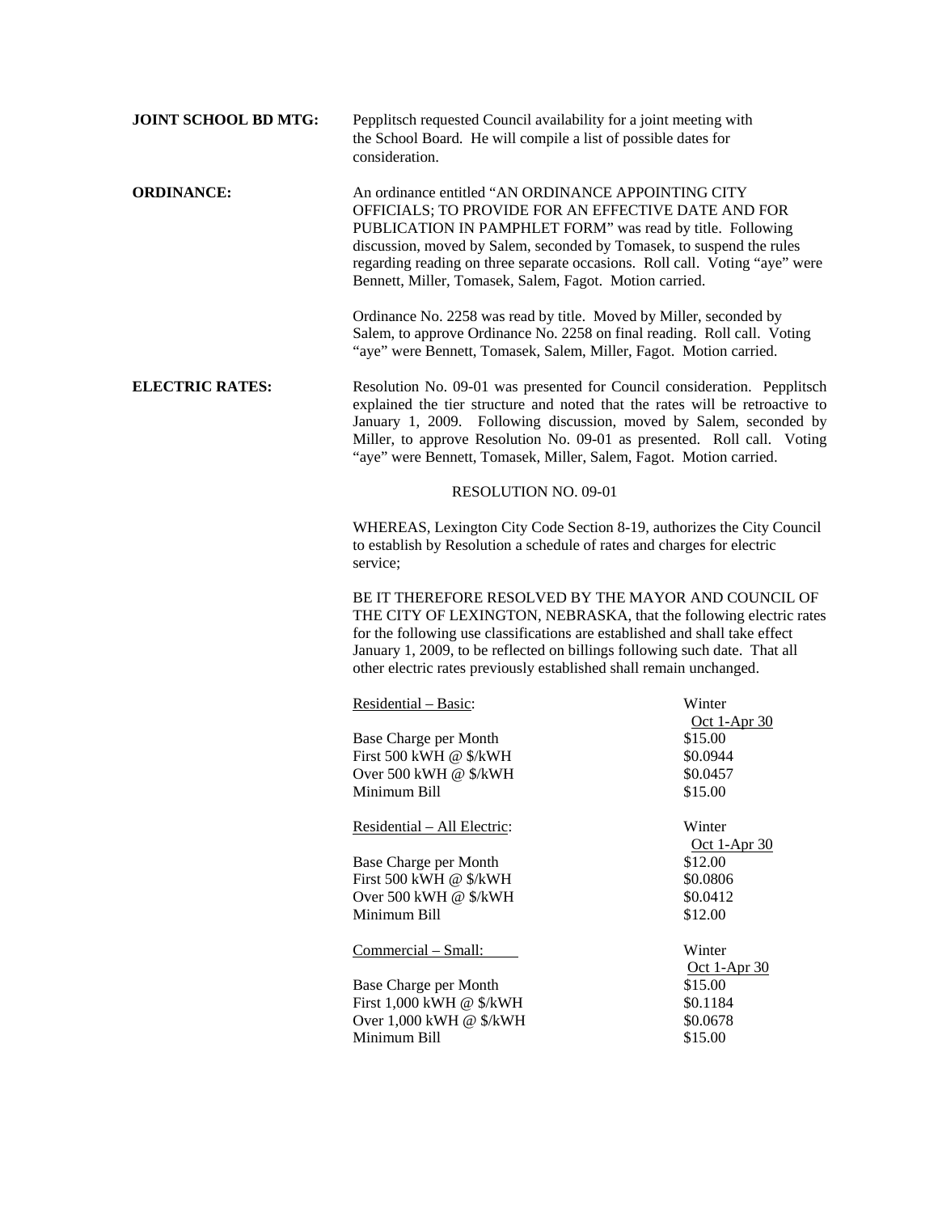**JOINT SCHOOL BD MTG:** Pepplitsch requested Council availability for a joint meeting with the School Board. He will compile a list of possible dates for consideration.

**ORDINANCE:** An ordinance entitled "AN ORDINANCE APPOINTING CITY OFFICIALS; TO PROVIDE FOR AN EFFECTIVE DATE AND FOR PUBLICATION IN PAMPHLET FORM" was read by title. Following discussion, moved by Salem, seconded by Tomasek, to suspend the rules regarding reading on three separate occasions. Roll call. Voting "aye" were Bennett, Miller, Tomasek, Salem, Fagot. Motion carried.

Ordinance No. 2258 was read by title. Moved by Miller, seconded by Salem, to approve Ordinance No. 2258 on final reading. Roll call. Voting "aye" were Bennett, Tomasek, Salem, Miller, Fagot. Motion carried.

**ELECTRIC RATES:** Resolution No. 09-01 was presented for Council consideration. Pepplitsch explained the tier structure and noted that the rates will be retroactive to January 1, 2009. Following discussion, moved by Salem, seconded by Miller, to approve Resolution No. 09-01 as presented. Roll call. Voting "aye" were Bennett, Tomasek, Miller, Salem, Fagot. Motion carried.

RESOLUTION NO. 09-01

WHEREAS, Lexington City Code Section 8-19, authorizes the City Council to establish by Resolution a schedule of rates and charges for electric service;

BE IT THEREFORE RESOLVED BY THE MAYOR AND COUNCIL OF THE CITY OF LEXINGTON, NEBRASKA, that the following electric rates for the following use classifications are established and shall take effect January 1, 2009, to be reflected on billings following such date. That all other electric rates previously established shall remain unchanged.

| Residential – Basic: | Winter<br>Oct 1-Apr 30 |
|---|---|
| Base Charge per Month | $15.00 |
| First 500 kWH @ $/kWH | $0.0944 |
| Over 500 kWH @ $/kWH | $0.0457 |
| Minimum Bill | $15.00 |

| Residential – All Electric: | Winter<br>Oct 1-Apr 30 |
|---|---|
| Base Charge per Month | $12.00 |
| First 500 kWH @ $/kWH | $0.0806 |
| Over 500 kWH @ $/kWH | $0.0412 |
| Minimum Bill | $12.00 |

| Commercial – Small: | Winter<br>Oct 1-Apr 30 |
|---|---|
| Base Charge per Month | $15.00 |
| First 1,000 kWH @ $/kWH | $0.1184 |
| Over 1,000 kWH @ $/kWH | $0.0678 |
| Minimum Bill | $15.00 |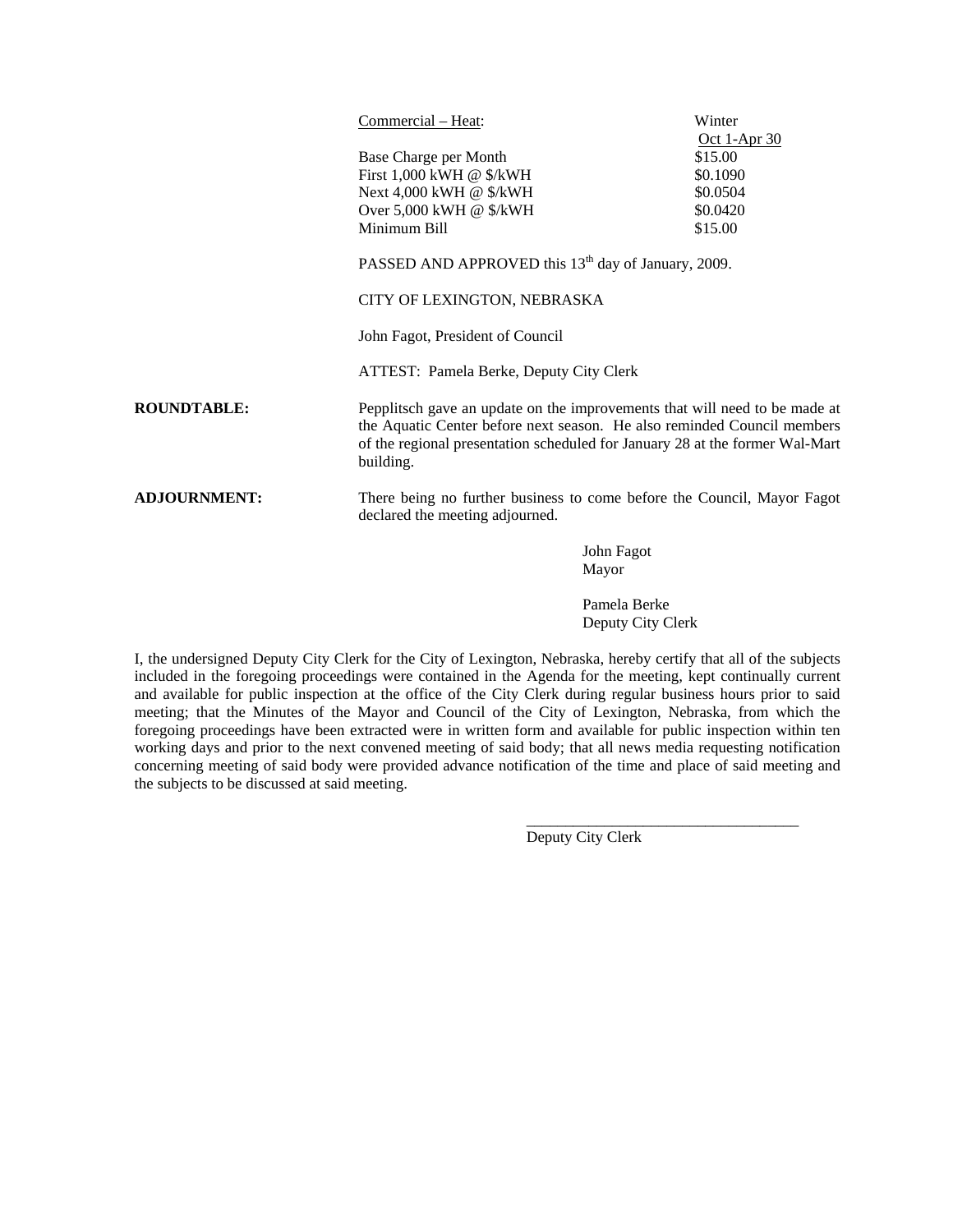| Commercial – Heat: | Winter<br>Oct 1-Apr 30 |
|---|---|
| Base Charge per Month | \$15.00 |
| First 1,000 kWH @ \$/kWH | \$0.1090 |
| Next 4,000 kWH @ \$/kWH | \$0.0504 |
| Over 5,000 kWH @ \$/kWH | \$0.0420 |
| Minimum Bill | \$15.00 |

PASSED AND APPROVED this 13th day of January, 2009.

CITY OF LEXINGTON, NEBRASKA

John Fagot, President of Council

ATTEST: Pamela Berke, Deputy City Clerk

**ROUNDTABLE:** Pepplitsch gave an update on the improvements that will need to be made at the Aquatic Center before next season. He also reminded Council members of the regional presentation scheduled for January 28 at the former Wal-Mart building.

**ADJOURNMENT:** There being no further business to come before the Council, Mayor Fagot declared the meeting adjourned.

John Fagot
Mayor

Pamela Berke
Deputy City Clerk

I, the undersigned Deputy City Clerk for the City of Lexington, Nebraska, hereby certify that all of the subjects included in the foregoing proceedings were contained in the Agenda for the meeting, kept continually current and available for public inspection at the office of the City Clerk during regular business hours prior to said meeting; that the Minutes of the Mayor and Council of the City of Lexington, Nebraska, from which the foregoing proceedings have been extracted were in written form and available for public inspection within ten working days and prior to the next convened meeting of said body; that all news media requesting notification concerning meeting of said body were provided advance notification of the time and place of said meeting and the subjects to be discussed at said meeting.

\_\_\_\_\_\_\_\_\_\_\_\_\_\_\_\_\_\_\_\_\_\_\_\_\_\_\_\_\_\_\_\_\_\_\_
Deputy City Clerk